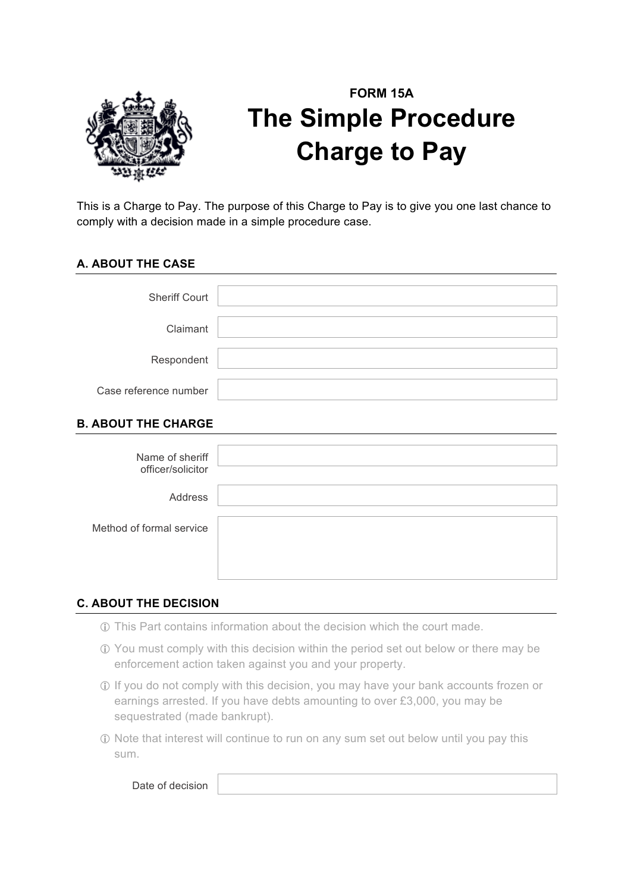FORM 15A

# The Simple Procedure Charge to Pay

This is a Charge to Pay. The purpose of this Charge to Pay is to give you one last chance to comply with a decision made in a simple procedure case.

## A. ABOUT THE CASE

| | |
|---|---|
| Sheriff Court | |
| Claimant | |
| Respondent | |
| Case reference number | |

## B. ABOUT THE CHARGE

| | |
|---|---|
| Name of sheriff officer/solicitor | |
| Address | |
| Method of formal service | |

## C. ABOUT THE DECISION

- ⓘ This Part contains information about the decision which the court made.
- ⓘ You must comply with this decision within the period set out below or there may be enforcement action taken against you and your property.
- ⓘ If you do not comply with this decision, you may have your bank accounts frozen or earnings arrested. If you have debts amounting to over £3,000, you may be sequestrated (made bankrupt).
- ⓘ Note that interest will continue to run on any sum set out below until you pay this sum.

| | |
|---|---|
| Date of decision | |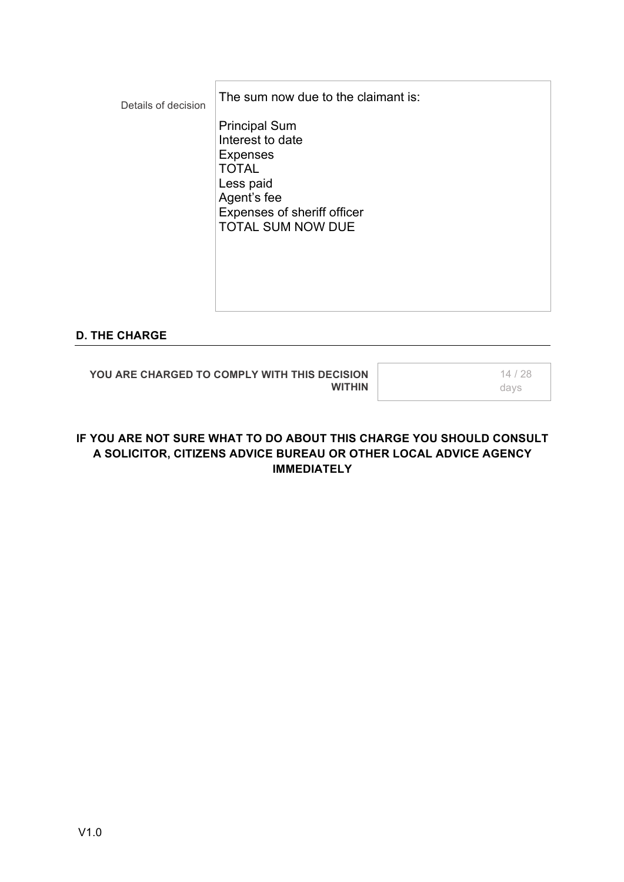| | |
|---|---|
| Details of decision | The sum now due to the claimant is:<br><br>Principal Sum<br>Interest to date<br>Expenses<br>TOTAL<br>Less paid<br>Agent's fee<br>Expenses of sheriff officer<br>TOTAL SUM NOW DUE |

## D. THE CHARGE

| | |
|---|---|
| **YOU ARE CHARGED TO COMPLY WITH THIS DECISION WITHIN** | 14 / 28 days |

**IF YOU ARE NOT SURE WHAT TO DO ABOUT THIS CHARGE YOU SHOULD CONSULT A SOLICITOR, CITIZENS ADVICE BUREAU OR OTHER LOCAL ADVICE AGENCY IMMEDIATELY**

V1.0